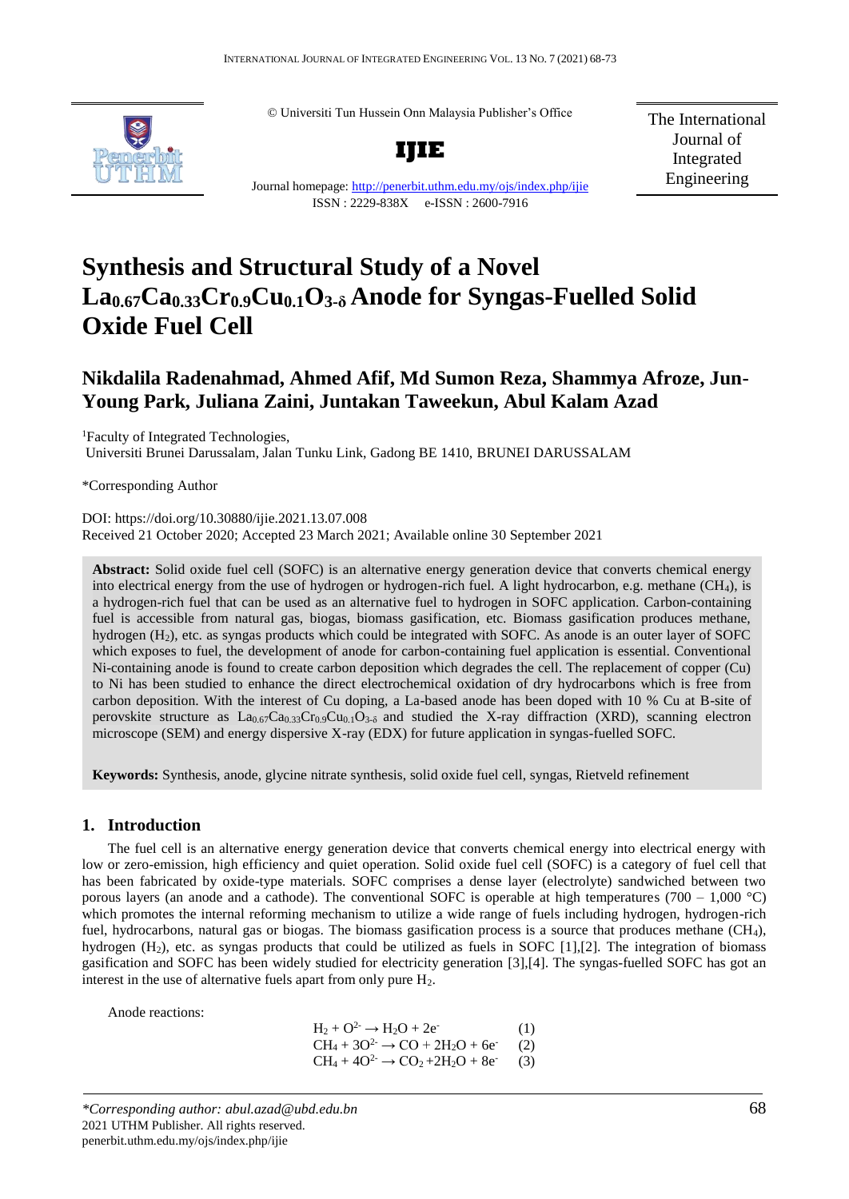© Universiti Tun Hussein Onn Malaysia Publisher's Office

**IJIE**

Journal homepage: http://penerbit.uthm.edu.my/ojs/index.php/ijie

ISSN : 2229-838X e-ISSN : 2600-7916

The International Journal of Integrated Engineering

# Synthesis and Structural Study of a Novel $La_{0.67}Ca_{0.33}Cr_{0.9}Cu_{0.1}O_{3-\delta}$ Anode for Syngas-Fuelled Solid Oxide Fuel Cell

**Nikdalila Radenahmad, Ahmed Afif, Md Sumon Reza, Shammya Afroze, Jun-Young Park, Juliana Zaini, Juntakan Taweekun, Abul Kalam Azad**

[1]Faculty of Integrated Technologies,
Universiti Brunei Darussalam, Jalan Tunku Link, Gadong BE 1410, BRUNEI DARUSSALAM

*Corresponding Author

DOI: https://doi.org/10.30880/ijie.2021.13.07.008
Received 21 October 2020; Accepted 23 March 2021; Available online 30 September 2021

**Abstract:** Solid oxide fuel cell (SOFC) is an alternative energy generation device that converts chemical energy into electrical energy from the use of hydrogen or hydrogen-rich fuel. A light hydrocarbon, e.g. methane ($CH_4$), is a hydrogen-rich fuel that can be used as an alternative fuel to hydrogen in SOFC application. Carbon-containing fuel is accessible from natural gas, biogas, biomass gasification, etc. Biomass gasification produces methane, hydrogen ($H_2$), etc. as syngas products which could be integrated with SOFC. As anode is an outer layer of SOFC which exposes to fuel, the development of anode for carbon-containing fuel application is essential. Conventional Ni-containing anode is found to create carbon deposition which degrades the cell. The replacement of copper (Cu) to Ni has been studied to enhance the direct electrochemical oxidation of dry hydrocarbons which is free from carbon deposition. With the interest of Cu doping, a La-based anode has been doped with 10 % Cu at B-site of perovskite structure as $La_{0.67}Ca_{0.33}Cr_{0.9}Cu_{0.1}O_{3-\delta}$ and studied the X-ray diffraction (XRD), scanning electron microscope (SEM) and energy dispersive X-ray (EDX) for future application in syngas-fuelled SOFC.

**Keywords:** Synthesis, anode, glycine nitrate synthesis, solid oxide fuel cell, syngas, Rietveld refinement

## 1. Introduction

The fuel cell is an alternative energy generation device that converts chemical energy into electrical energy with low or zero-emission, high efficiency and quiet operation. Solid oxide fuel cell (SOFC) is a category of fuel cell that has been fabricated by oxide-type materials. SOFC comprises a dense layer (electrolyte) sandwiched between two porous layers (an anode and a cathode). The conventional SOFC is operable at high temperatures (700 – 1,000 °C) which promotes the internal reforming mechanism to utilize a wide range of fuels including hydrogen, hydrogen-rich fuel, hydrocarbons, natural gas or biogas. The biomass gasification process is a source that produces methane ($CH_4$), hydrogen ($H_2$), etc. as syngas products that could be utilized as fuels in SOFC [1],[2]. The integration of biomass gasification and SOFC has been widely studied for electricity generation [3],[4]. The syngas-fuelled SOFC has got an interest in the use of alternative fuels apart from only pure $H_2$.

Anode reactions:

$$H_2 + O^{2-} \rightarrow H_2O + 2e^- \quad (1)$$

$$CH_4 + 3O^{2-} \rightarrow CO + 2H_2O + 6e^- \quad (2)$$

$$CH_4 + 4O^{2-} \rightarrow CO_2 + 2H_2O + 8e^- \quad (3)$$

*\*Corresponding author: abul.azad@ubd.edu.bn*
2021 UTHM Publisher. All rights reserved.
penerbit.uthm.edu.my/ojs/index.php/ijie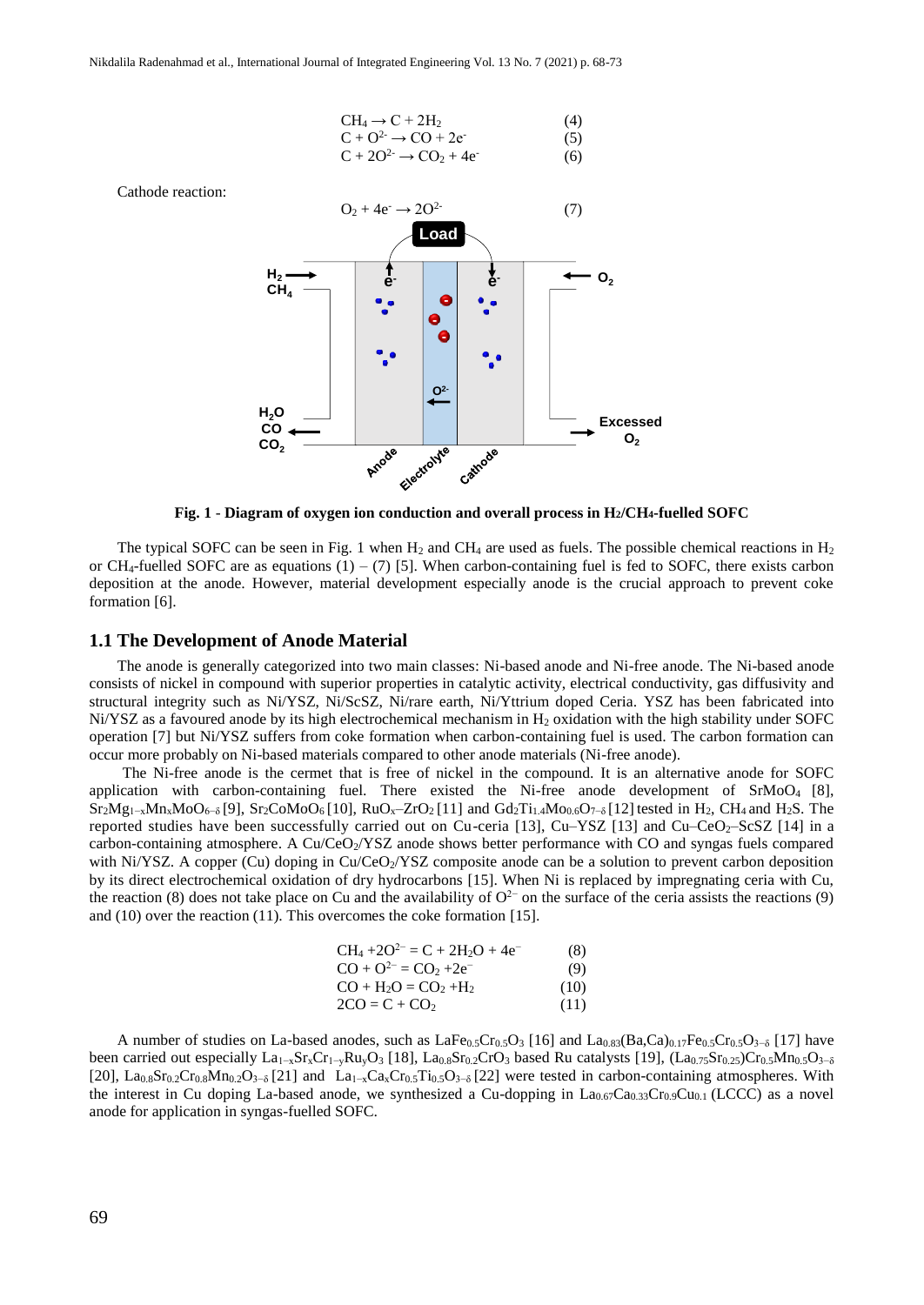$$CH_4 \rightarrow C + 2H_2 \quad (4)$$

$$C + O^{2-} \rightarrow CO + 2e^- \quad (5)$$

$$C + 2O^{2-} \rightarrow CO_2 + 4e^- \quad (6)$$

Cathode reaction:

$$O_2 + 4e^- \rightarrow 2O^{2-} \quad (7)$$

**Fig. 1 - Diagram of oxygen ion conduction and overall process in $H_2$/$CH_4$-fuelled SOFC**

The typical SOFC can be seen in Fig. 1 when $H_2$ and $CH_4$ are used as fuels. The possible chemical reactions in $H_2$ or $CH_4$-fuelled SOFC are as equations (1) – (7) [5]. When carbon-containing fuel is fed to SOFC, there exists carbon deposition at the anode. However, material development especially anode is the crucial approach to prevent coke formation [6].

## 1.1 The Development of Anode Material

The anode is generally categorized into two main classes: Ni-based anode and Ni-free anode. The Ni-based anode consists of nickel in compound with superior properties in catalytic activity, electrical conductivity, gas diffusivity and structural integrity such as Ni/YSZ, Ni/ScSZ, Ni/rare earth, Ni/Yttrium doped Ceria. YSZ has been fabricated into Ni/YSZ as a favoured anode by its high electrochemical mechanism in $H_2$ oxidation with the high stability under SOFC operation [7] but Ni/YSZ suffers from coke formation when carbon-containing fuel is used. The carbon formation can occur more probably on Ni-based materials compared to other anode materials (Ni-free anode).

The Ni-free anode is the cermet that is free of nickel in the compound. It is an alternative anode for SOFC application with carbon-containing fuel. There existed the Ni-free anode development of $SrMoO_4$ [8], $Sr_2Mg_{1-x}Mn_xMoO_{6-\delta}$ [9], $Sr_2CoMoO_6$ [10], $RuO_x$–$ZrO_2$ [11] and $Gd_2Ti_{1.4}Mo_{0.6}O_{7-\delta}$ [12] tested in $H_2$, $CH_4$ and $H_2S$. The reported studies have been successfully carried out on Cu-ceria [13], Cu–YSZ [13] and Cu–$CeO_2$–ScSZ [14] in a carbon-containing atmosphere. A Cu/$CeO_2$/YSZ anode shows better performance with CO and syngas fuels compared with Ni/YSZ. A copper (Cu) doping in Cu/$CeO_2$/YSZ composite anode can be a solution to prevent carbon deposition by its direct electrochemical oxidation of dry hydrocarbons [15]. When Ni is replaced by impregnating ceria with Cu, the reaction (8) does not take place on Cu and the availability of $O^{2-}$ on the surface of the ceria assists the reactions (9) and (10) over the reaction (11). This overcomes the coke formation [15].

$$CH_4 + 2O^{2-} = C + 2H_2O + 4e^- \quad (8)$$

$$CO + O^{2-} = CO_2 + 2e^- \quad (9)$$

$$CO + H_2O = CO_2 + H_2 \quad (10)$$

$$2CO = C + CO_2 \quad (11)$$

A number of studies on La-based anodes, such as $LaFe_{0.5}Cr_{0.5}O_3$ [16] and $La_{0.83}(Ba,Ca)_{0.17}Fe_{0.5}Cr_{0.5}O_{3-\delta}$ [17] have been carried out especially $La_{1-x}Sr_xCr_{1-y}Ru_yO_3$ [18], $La_{0.8}Sr_{0.2}CrO_3$ based Ru catalysts [19], $(La_{0.75}Sr_{0.25})Cr_{0.5}Mn_{0.5}O_{3-\delta}$ [20], $La_{0.8}Sr_{0.2}Cr_{0.8}Mn_{0.2}O_{3-\delta}$ [21] and $La_{1-x}Ca_xCr_{0.5}Ti_{0.5}O_{3-\delta}$ [22] were tested in carbon-containing atmospheres. With the interest in Cu doping La-based anode, we synthesized a Cu-dopping in $La_{0.67}Ca_{0.33}Cr_{0.9}Cu_{0.1}$ (LCCC) as a novel anode for application in syngas-fuelled SOFC.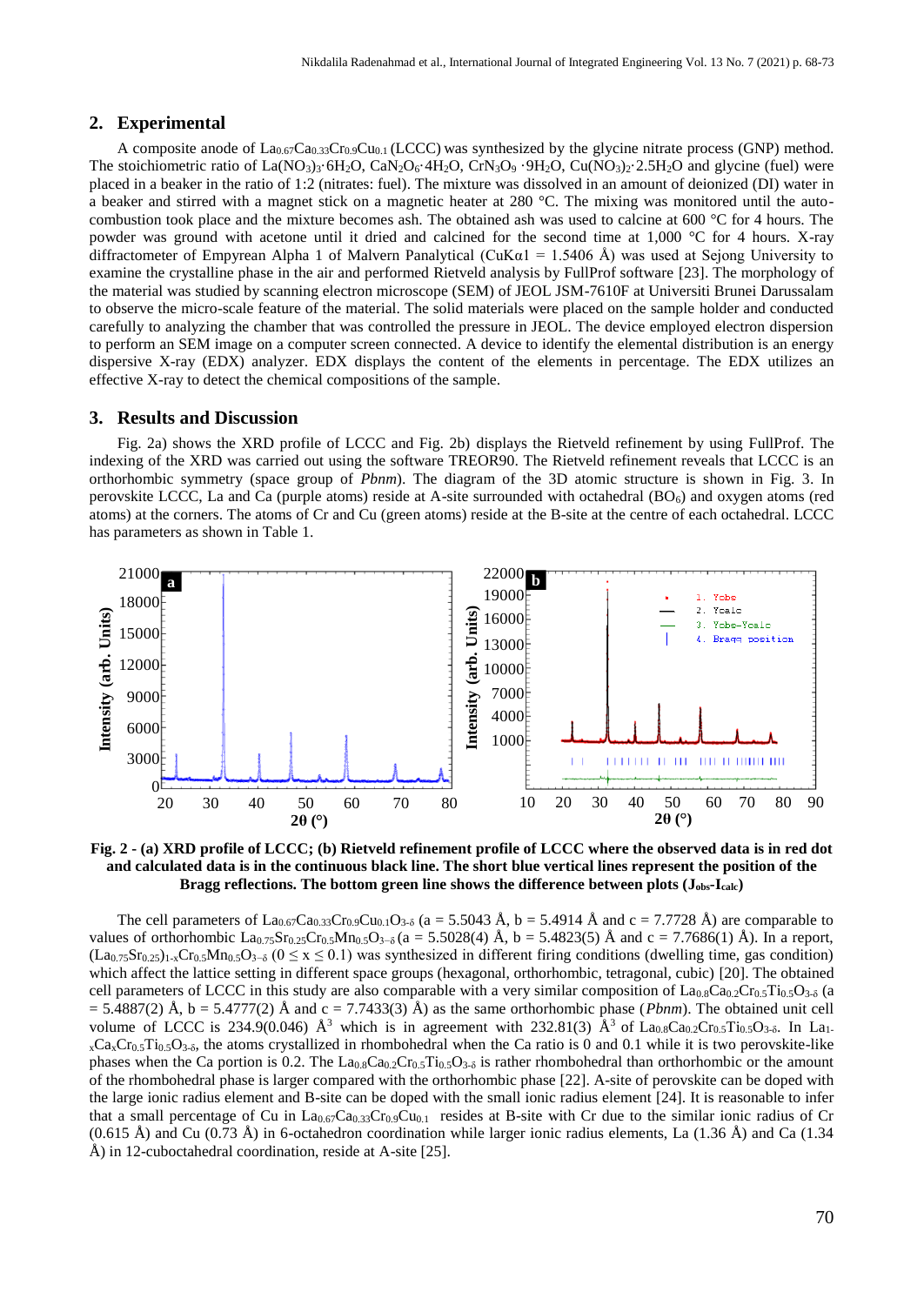## 2. Experimental

A composite anode of $La_{0.67}Ca_{0.33}Cr_{0.9}Cu_{0.1}$ (LCCC) was synthesized by the glycine nitrate process (GNP) method. The stoichiometric ratio of $La(NO_3)_3{\cdot}6H_2O$, $CaN_2O_6{\cdot}4H_2O$, $CrN_3O_9{\cdot}9H_2O$, $Cu(NO_3)_2{\cdot}2.5H_2O$ and glycine (fuel) were placed in a beaker in the ratio of 1:2 (nitrates: fuel). The mixture was dissolved in an amount of deionized (DI) water in a beaker and stirred with a magnet stick on a magnetic heater at 280 °C. The mixing was monitored until the auto-combustion took place and the mixture becomes ash. The obtained ash was used to calcine at 600 °C for 4 hours. The powder was ground with acetone until it dried and calcined for the second time at 1,000 °C for 4 hours. X-ray diffractometer of Empyrean Alpha 1 of Malvern Panalytical (CuKα1 = 1.5406 Å) was used at Sejong University to examine the crystalline phase in the air and performed Rietveld analysis by FullProf software [23]. The morphology of the material was studied by scanning electron microscope (SEM) of JEOL JSM-7610F at Universiti Brunei Darussalam to observe the micro-scale feature of the material. The solid materials were placed on the sample holder and conducted carefully to analyzing the chamber that was controlled the pressure in JEOL. The device employed electron dispersion to perform an SEM image on a computer screen connected. A device to identify the elemental distribution is an energy dispersive X-ray (EDX) analyzer. EDX displays the content of the elements in percentage. The EDX utilizes an effective X-ray to detect the chemical compositions of the sample.

## 3. Results and Discussion

Fig. 2a) shows the XRD profile of LCCC and Fig. 2b) displays the Rietveld refinement by using FullProf. The indexing of the XRD was carried out using the software TREOR90. The Rietveld refinement reveals that LCCC is an orthorhombic symmetry (space group of *Pbnm*). The diagram of the 3D atomic structure is shown in Fig. 3. In perovskite LCCC, La and Ca (purple atoms) reside at A-site surrounded with octahedral ($BO_6$) and oxygen atoms (red atoms) at the corners. The atoms of Cr and Cu (green atoms) reside at the B-site at the centre of each octahedral. LCCC has parameters as shown in Table 1.

**Fig. 2 - (a) XRD profile of LCCC; (b) Rietveld refinement profile of LCCC where the observed data is in red dot and calculated data is in the continuous black line. The short blue vertical lines represent the position of the Bragg reflections. The bottom green line shows the difference between plots ($J_{obs}$-$I_{calc}$)**

The cell parameters of $La_{0.67}Ca_{0.33}Cr_{0.9}Cu_{0.1}O_{3-\delta}$ (a = 5.5043 Å, b = 5.4914 Å and c = 7.7728 Å) are comparable to values of orthorhombic $La_{0.75}Sr_{0.25}Cr_{0.5}Mn_{0.5}O_{3-\delta}$ (a = 5.5028(4) Å, b = 5.4823(5) Å and c = 7.7686(1) Å). In a report, $(La_{0.75}Sr_{0.25})_{1-x}Cr_{0.5}Mn_{0.5}O_{3-\delta}$ ($0 \leq x \leq 0.1$) was synthesized in different firing conditions (dwelling time, gas condition) which affect the lattice setting in different space groups (hexagonal, orthorhombic, tetragonal, cubic) [20]. The obtained cell parameters of LCCC in this study are also comparable with a very similar composition of $La_{0.8}Ca_{0.2}Cr_{0.5}Ti_{0.5}O_{3-\delta}$ (a = 5.4887(2) Å, b = 5.4777(2) Å and c = 7.7433(3) Å) as the same orthorhombic phase (*Pbnm*). The obtained unit cell volume of LCCC is 234.9(0.046) $Å^3$ which is in agreement with 232.81(3) $Å^3$ of $La_{0.8}Ca_{0.2}Cr_{0.5}Ti_{0.5}O_{3-\delta}$. In $La_{1-x}Ca_xCr_{0.5}Ti_{0.5}O_{3-\delta}$, the atoms crystallized in rhombohedral when the Ca ratio is 0 and 0.1 while it is two perovskite-like phases when the Ca portion is 0.2. The $La_{0.8}Ca_{0.2}Cr_{0.5}Ti_{0.5}O_{3-\delta}$ is rather rhombohedral than orthorhombic or the amount of the rhombohedral phase is larger compared with the orthorhombic phase [22]. A-site of perovskite can be doped with the large ionic radius element and B-site can be doped with the small ionic radius element [24]. It is reasonable to infer that a small percentage of Cu in $La_{0.67}Ca_{0.33}Cr_{0.9}Cu_{0.1}$ resides at B-site with Cr due to the similar ionic radius of Cr (0.615 Å) and Cu (0.73 Å) in 6-octahedron coordination while larger ionic radius elements, La (1.36 Å) and Ca (1.34 Å) in 12-cuboctahedral coordination, reside at A-site [25].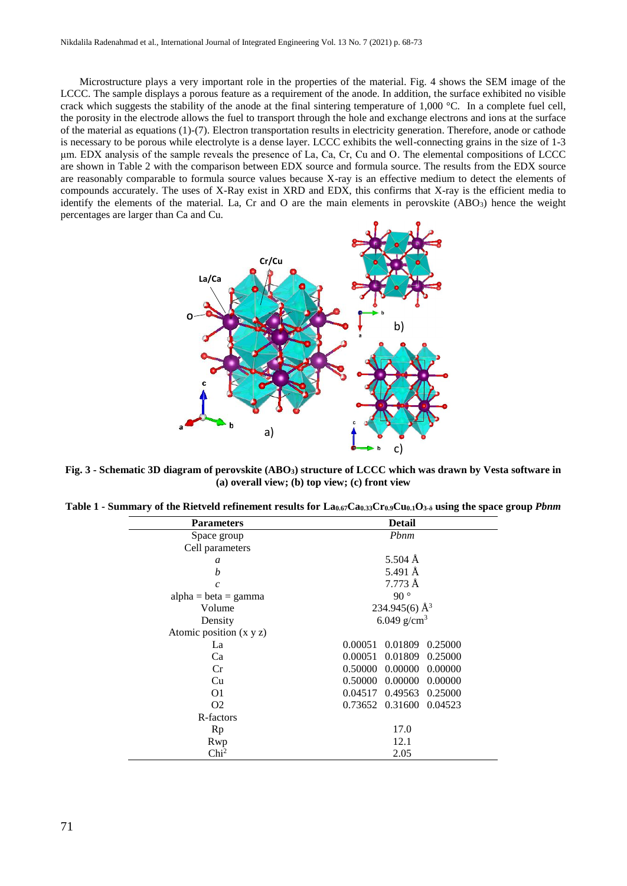Microstructure plays a very important role in the properties of the material. Fig. 4 shows the SEM image of the LCCC. The sample displays a porous feature as a requirement of the anode. In addition, the surface exhibited no visible crack which suggests the stability of the anode at the final sintering temperature of 1,000 °C. In a complete fuel cell, the porosity in the electrode allows the fuel to transport through the hole and exchange electrons and ions at the surface of the material as equations (1)-(7). Electron transportation results in electricity generation. Therefore, anode or cathode is necessary to be porous while electrolyte is a dense layer. LCCC exhibits the well-connecting grains in the size of 1-3 µm. EDX analysis of the sample reveals the presence of La, Ca, Cr, Cu and O. The elemental compositions of LCCC are shown in Table 2 with the comparison between EDX source and formula source. The results from the EDX source are reasonably comparable to formula source values because X-ray is an effective medium to detect the elements of compounds accurately. The uses of X-Ray exist in XRD and EDX, this confirms that X-ray is the efficient media to identify the elements of the material. La, Cr and O are the main elements in perovskite ($ABO_3$) hence the weight percentages are larger than Ca and Cu.

**Fig. 3 - Schematic 3D diagram of perovskite ($ABO_3$) structure of LCCC which was drawn by Vesta software in (a) overall view; (b) top view; (c) front view**

**Table 1 - Summary of the Rietveld refinement results for $La_{0.67}Ca_{0.33}Cr_{0.9}Cu_{0.1}O_{3-\delta}$ using the space group *Pbnm***

| Parameters | Detail |
|---|---|
| Space group | *Pbnm* |
| Cell parameters | |
| *a* | 5.504 Å |
| *b* | 5.491 Å |
| *c* | 7.773 Å |
| alpha = beta = gamma | 90 ° |
| Volume | 234.945(6) Å$^3$ |
| Density | 6.049 g/cm$^3$ |
| Atomic position (x y z) | |
| La | 0.00051 0.01809 0.25000 |
| Ca | 0.00051 0.01809 0.25000 |
| Cr | 0.50000 0.00000 0.00000 |
| Cu | 0.50000 0.00000 0.00000 |
| O1 | 0.04517 0.49563 0.25000 |
| O2 | 0.73652 0.31600 0.04523 |
| R-factors | |
| Rp | 17.0 |
| Rwp | 12.1 |
| Chi$^2$ | 2.05 |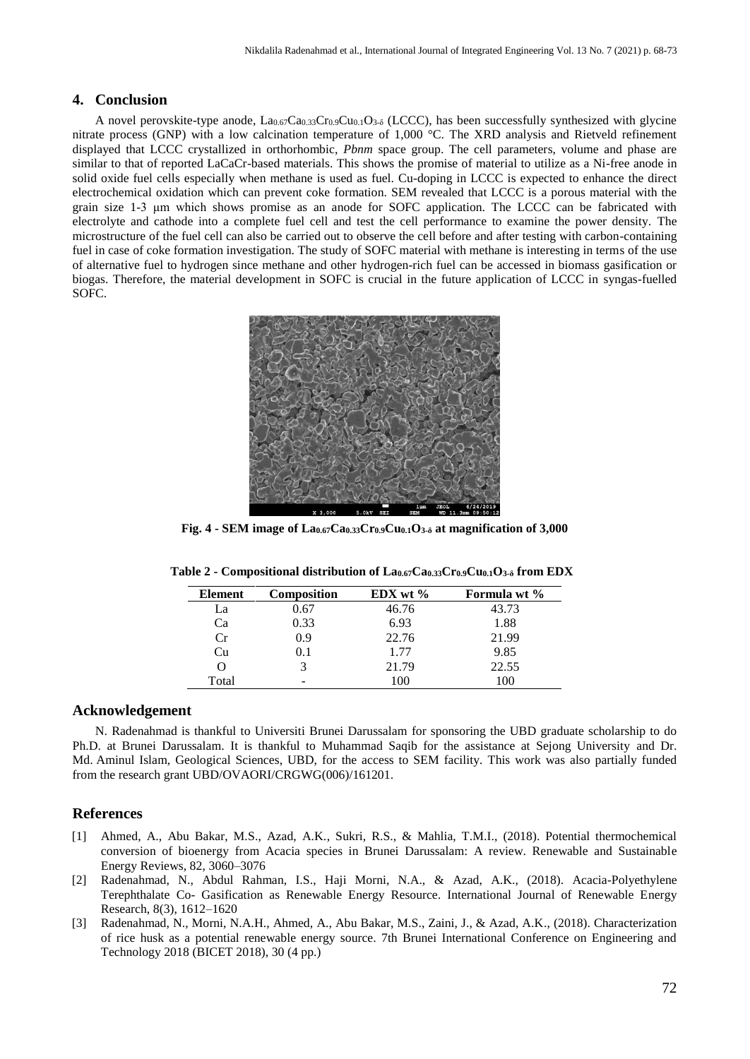## 4. Conclusion

A novel perovskite-type anode, $La_{0.67}Ca_{0.33}Cr_{0.9}Cu_{0.1}O_{3-\delta}$ (LCCC), has been successfully synthesized with glycine nitrate process (GNP) with a low calcination temperature of 1,000 °C. The XRD analysis and Rietveld refinement displayed that LCCC crystallized in orthorhombic, *Pbnm* space group. The cell parameters, volume and phase are similar to that of reported LaCaCr-based materials. This shows the promise of material to utilize as a Ni-free anode in solid oxide fuel cells especially when methane is used as fuel. Cu-doping in LCCC is expected to enhance the direct electrochemical oxidation which can prevent coke formation. SEM revealed that LCCC is a porous material with the grain size 1-3 μm which shows promise as an anode for SOFC application. The LCCC can be fabricated with electrolyte and cathode into a complete fuel cell and test the cell performance to examine the power density. The microstructure of the fuel cell can also be carried out to observe the cell before and after testing with carbon-containing fuel in case of coke formation investigation. The study of SOFC material with methane is interesting in terms of the use of alternative fuel to hydrogen since methane and other hydrogen-rich fuel can be accessed in biomass gasification or biogas. Therefore, the material development in SOFC is crucial in the future application of LCCC in syngas-fuelled SOFC.

**Fig. 4 - SEM image of $La_{0.67}Ca_{0.33}Cr_{0.9}Cu_{0.1}O_{3-\delta}$ at magnification of 3,000**

**Table 2 - Compositional distribution of $La_{0.67}Ca_{0.33}Cr_{0.9}Cu_{0.1}O_{3-\delta}$ from EDX**

| Element | Composition | EDX wt % | Formula wt % |
|---|---|---|---|
| La | 0.67 | 46.76 | 43.73 |
| Ca | 0.33 | 6.93 | 1.88 |
| Cr | 0.9 | 22.76 | 21.99 |
| Cu | 0.1 | 1.77 | 9.85 |
| O | 3 | 21.79 | 22.55 |
| Total | - | 100 | 100 |

## Acknowledgement

N. Radenahmad is thankful to Universiti Brunei Darussalam for sponsoring the UBD graduate scholarship to do Ph.D. at Brunei Darussalam. It is thankful to Muhammad Saqib for the assistance at Sejong University and Dr. Md. Aminul Islam, Geological Sciences, UBD, for the access to SEM facility. This work was also partially funded from the research grant UBD/OVAORI/CRGWG(006)/161201.

## References

[1] Ahmed, A., Abu Bakar, M.S., Azad, A.K., Sukri, R.S., & Mahlia, T.M.I., (2018). Potential thermochemical conversion of bioenergy from Acacia species in Brunei Darussalam: A review. Renewable and Sustainable Energy Reviews, 82, 3060–3076

[2] Radenahmad, N., Abdul Rahman, I.S., Haji Morni, N.A., & Azad, A.K., (2018). Acacia-Polyethylene Terephthalate Co- Gasification as Renewable Energy Resource. International Journal of Renewable Energy Research, 8(3), 1612–1620

[3] Radenahmad, N., Morni, N.A.H., Ahmed, A., Abu Bakar, M.S., Zaini, J., & Azad, A.K., (2018). Characterization of rice husk as a potential renewable energy source. 7th Brunei International Conference on Engineering and Technology 2018 (BICET 2018), 30 (4 pp.)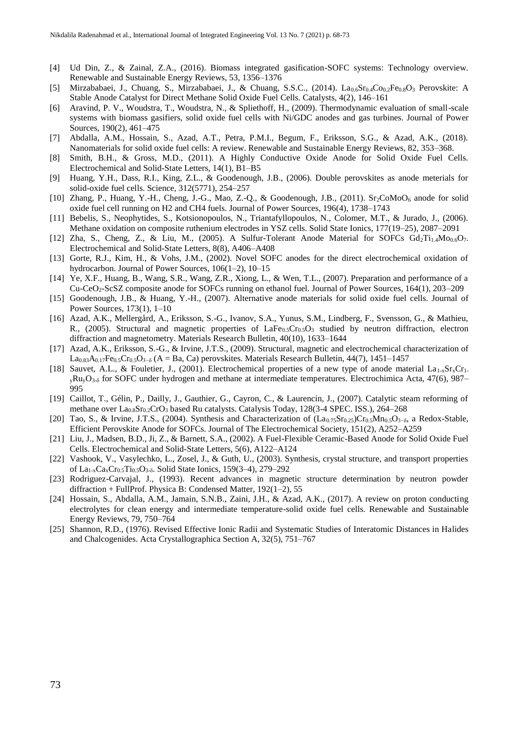[4] Ud Din, Z., & Zainal, Z.A., (2016). Biomass integrated gasification-SOFC systems: Technology overview. Renewable and Sustainable Energy Reviews, 53, 1356–1376

[5] Mirzababaei, J., Chuang, S., Mirzababaei, J., & Chuang, S.S.C., (2014). $La_{0.6}Sr_{0.4}Co_{0.2}Fe_{0.8}O_3$ Perovskite: A Stable Anode Catalyst for Direct Methane Solid Oxide Fuel Cells. Catalysts, 4(2), 146–161

[6] Aravind, P. V., Woudstra, T., Woudstra, N., & Spliethoff, H., (2009). Thermodynamic evaluation of small-scale systems with biomass gasifiers, solid oxide fuel cells with Ni/GDC anodes and gas turbines. Journal of Power Sources, 190(2), 461–475

[7] Abdalla, A.M., Hossain, S., Azad, A.T., Petra, P.M.I., Begum, F., Eriksson, S.G., & Azad, A.K., (2018). Nanomaterials for solid oxide fuel cells: A review. Renewable and Sustainable Energy Reviews, 82, 353–368.

[8] Smith, B.H., & Gross, M.D., (2011). A Highly Conductive Oxide Anode for Solid Oxide Fuel Cells. Electrochemical and Solid-State Letters, 14(1), B1–B5

[9] Huang, Y.H., Dass, R.I., King, Z.L., & Goodenough, J.B., (2006). Double perovskites as anode meterials for solid-oxide fuel cells. Science, 312(5771), 254–257

[10] Zhang, P., Huang, Y.-H., Cheng, J.-G., Mao, Z.-Q., & Goodenough, J.B., (2011). $Sr_2CoMoO_6$ anode for solid oxide fuel cell running on H2 and CH4 fuels. Journal of Power Sources, 196(4), 1738–1743

[11] Bebelis, S., Neophytides, S., Kotsionopoulos, N., Triantafyllopoulos, N., Colomer, M.T., & Jurado, J., (2006). Methane oxidation on composite ruthenium electrodes in YSZ cells. Solid State Ionics, 177(19–25), 2087–2091

[12] Zha, S., Cheng, Z., & Liu, M., (2005). A Sulfur-Tolerant Anode Material for SOFCs $Gd_2Ti_{1.4}Mo_{0.6}O_7$. Electrochemical and Solid-State Letters, 8(8), A406–A408

[13] Gorte, R.J., Kim, H., & Vohs, J.M., (2002). Novel SOFC anodes for the direct electrochemical oxidation of hydrocarbon. Journal of Power Sources, 106(1–2), 10–15

[14] Ye, X.F., Huang, B., Wang, S.R., Wang, Z.R., Xiong, L., & Wen, T.L., (2007). Preparation and performance of a Cu-$CeO_2$-ScSZ composite anode for SOFCs running on ethanol fuel. Journal of Power Sources, 164(1), 203–209

[15] Goodenough, J.B., & Huang, Y.-H., (2007). Alternative anode materials for solid oxide fuel cells. Journal of Power Sources, 173(1), 1–10

[16] Azad, A.K., Mellergård, A., Eriksson, S.-G., Ivanov, S.A., Yunus, S.M., Lindberg, F., Svensson, G., & Mathieu, R., (2005). Structural and magnetic properties of $LaFe_{0.5}Cr_{0.5}O_3$ studied by neutron diffraction, electron diffraction and magnetometry. Materials Research Bulletin, 40(10), 1633–1644

[17] Azad, A.K., Eriksson, S.-G., & Irvine, J.T.S., (2009). Structural, magnetic and electrochemical characterization of $La_{0.83}A_{0.17}Fe_{0.5}Cr_{0.5}O_{3-\delta}$ (A = Ba, Ca) perovskites. Materials Research Bulletin, 44(7), 1451–1457

[18] Sauvet, A.L., & Fouletier, J., (2001). Electrochemical properties of a new type of anode material $La_{1-x}Sr_xCr_{1-y}Ru_yO_{3-\delta}$ for SOFC under hydrogen and methane at intermediate temperatures. Electrochimica Acta, 47(6), 987–995

[19] Caillot, T., Gélin, P., Dailly, J., Gauthier, G., Cayron, C., & Laurencin, J., (2007). Catalytic steam reforming of methane over $La_{0.8}Sr_{0.2}CrO_3$ based Ru catalysts. Catalysis Today, 128(3-4 SPEC. ISS.), 264–268

[20] Tao, S., & Irvine, J.T.S., (2004). Synthesis and Characterization of $(La_{0.75}Sr_{0.25})Cr_{0.5}Mn_{0.5}O_{3-\delta}$, a Redox-Stable, Efficient Perovskite Anode for SOFCs. Journal of The Electrochemical Society, 151(2), A252–A259

[21] Liu, J., Madsen, B.D., Ji, Z., & Barnett, S.A., (2002). A Fuel-Flexible Ceramic-Based Anode for Solid Oxide Fuel Cells. Electrochemical and Solid-State Letters, 5(6), A122–A124

[22] Vashook, V., Vasylechko, L., Zosel, J., & Guth, U., (2003). Synthesis, crystal structure, and transport properties of $La_{1-x}Ca_xCr_{0.5}Ti_{0.5}O_{3-\delta}$. Solid State Ionics, 159(3–4), 279–292

[23] Rodriguez-Carvajal, J., (1993). Recent advances in magnetic structure determination by neutron powder diffraction + FullProf. Physica B: Condensed Matter, 192(1–2), 55

[24] Hossain, S., Abdalla, A.M., Jamain, S.N.B., Zaini, J.H., & Azad, A.K., (2017). A review on proton conducting electrolytes for clean energy and intermediate temperature-solid oxide fuel cells. Renewable and Sustainable Energy Reviews, 79, 750–764

[25] Shannon, R.D., (1976). Revised Effective Ionic Radii and Systematic Studies of Interatomic Distances in Halides and Chalcogenides. Acta Crystallographica Section A, 32(5), 751–767